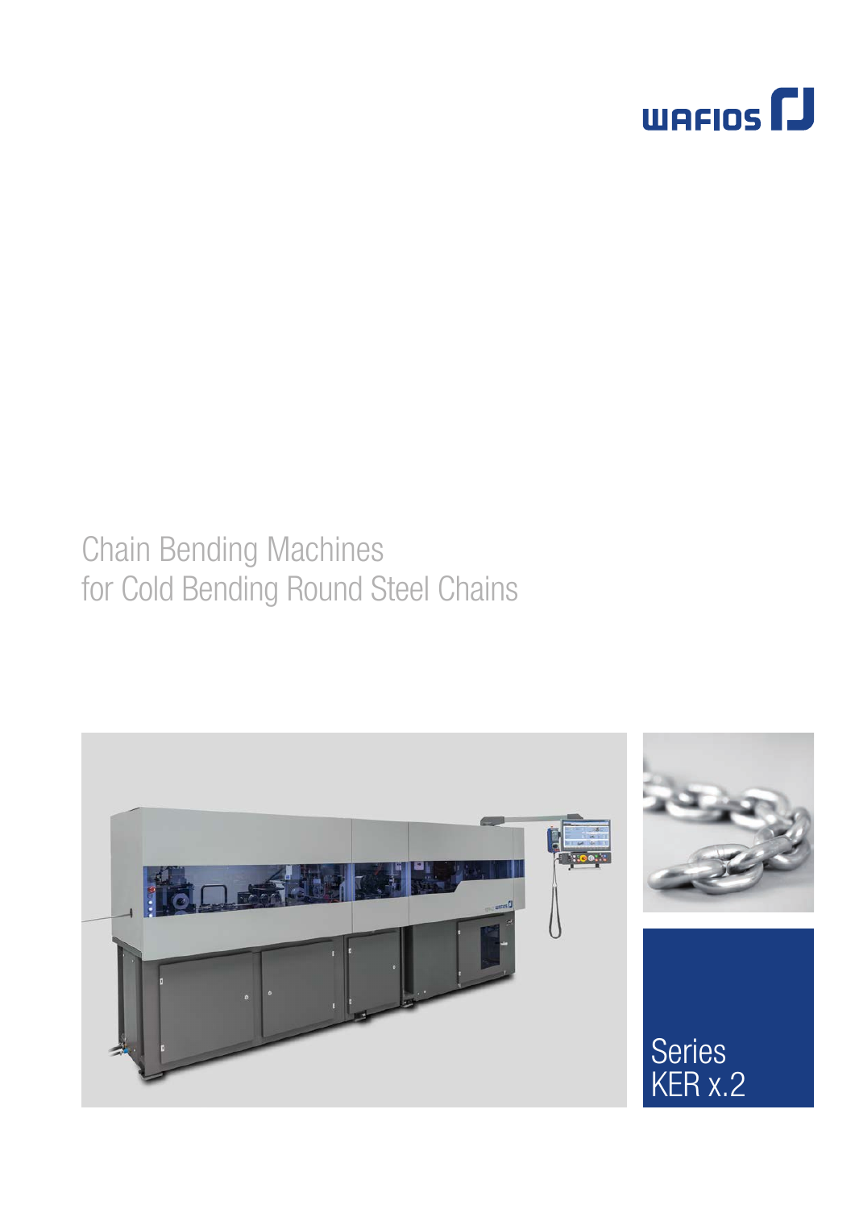WAFIOS

# Chain Bending Machines for Cold Bending Round Steel Chains

Series KER x.2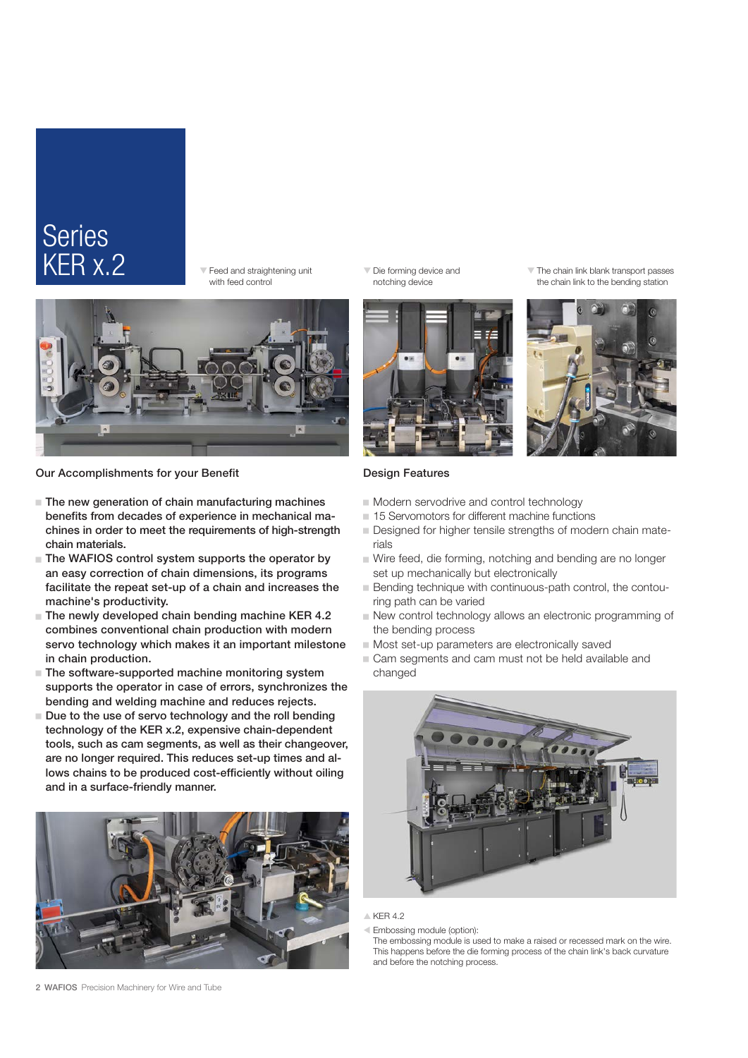# Series KER x.2

Feed and straightening unit with feed control

Die forming device and notching device

The chain link blank transport passes the chain link to the bending station

## Our Accomplishments for your Benefit

- **The new generation of chain manufacturing machines benefits from decades of experience in mechanical machines in order to meet the requirements of high-strength chain materials.**
- **The WAFIOS control system supports the operator by an easy correction of chain dimensions, its programs facilitate the repeat set-up of a chain and increases the machine's productivity.**
- **The newly developed chain bending machine KER 4.2 combines conventional chain production with modern servo technology which makes it an important milestone in chain production.**
- **The software-supported machine monitoring system supports the operator in case of errors, synchronizes the bending and welding machine and reduces rejects.**
- **Due to the use of servo technology and the roll bending technology of the KER x.2, expensive chain-dependent tools, such as cam segments, as well as their changeover, are no longer required. This reduces set-up times and allows chains to be produced cost-efficiently without oiling and in a surface-friendly manner.**

## Design Features

- Modern servodrive and control technology
- 15 Servomotors for different machine functions
- Designed for higher tensile strengths of modern chain materials
- Wire feed, die forming, notching and bending are no longer set up mechanically but electronically
- Bending technique with continuous-path control, the contouring path can be varied
- New control technology allows an electronic programming of the bending process
- Most set-up parameters are electronically saved
- Cam segments and cam must not be held available and changed

KER 4.2

Embossing module (option):
The embossing module is used to make a raised or recessed mark on the wire. This happens before the die forming process of the chain link's back curvature and before the notching process.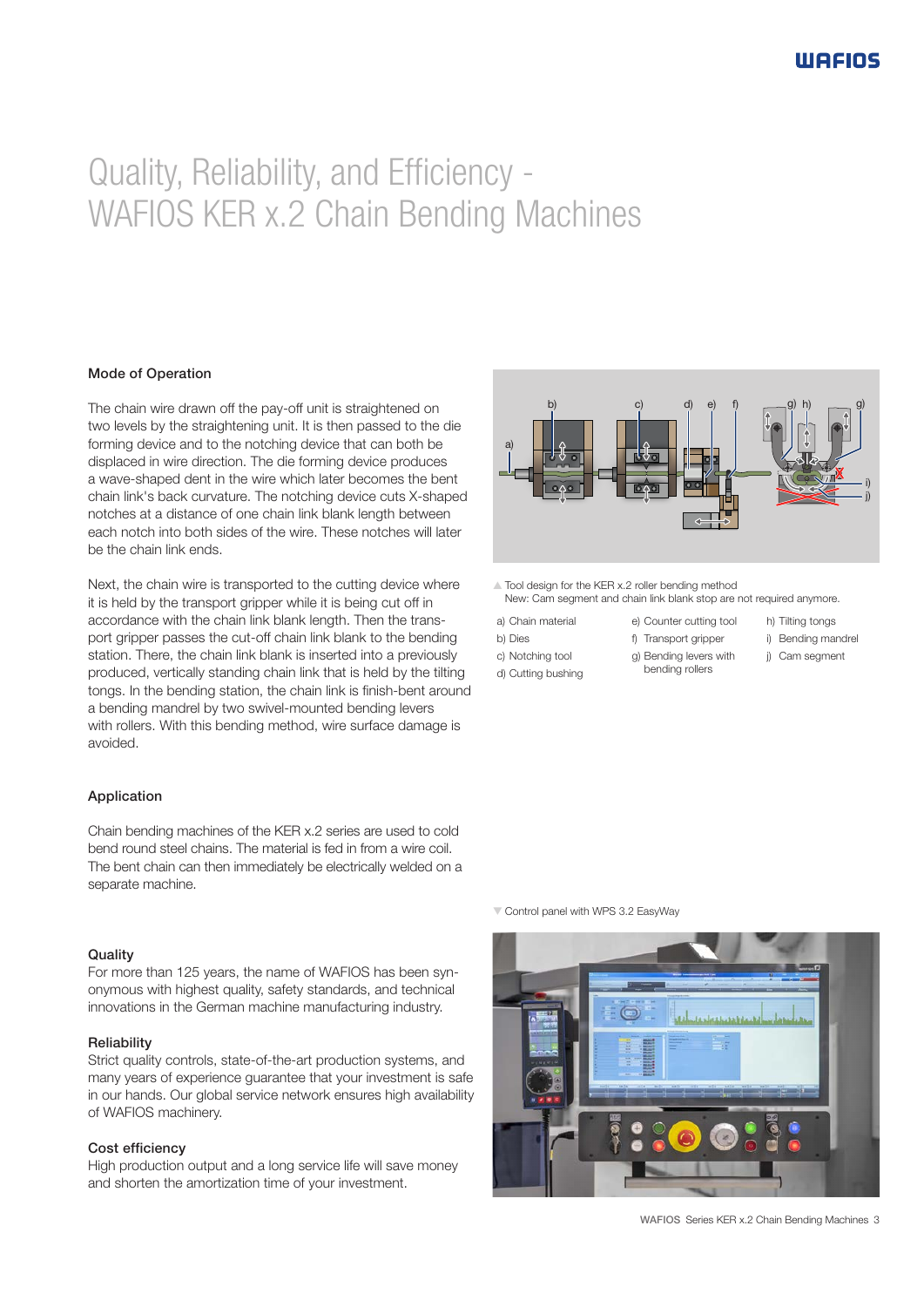# Quality, Reliability, and Efficiency - WAFIOS KER x.2 Chain Bending Machines

### Mode of Operation

The chain wire drawn off the pay-off unit is straightened on two levels by the straightening unit. It is then passed to the die forming device and to the notching device that can both be displaced in wire direction. The die forming device produces a wave-shaped dent in the wire which later becomes the bent chain link's back curvature. The notching device cuts X-shaped notches at a distance of one chain link blank length between each notch into both sides of the wire. These notches will later be the chain link ends.

Next, the chain wire is transported to the cutting device where it is held by the transport gripper while it is being cut off in accordance with the chain link blank length. Then the transport gripper passes the cut-off chain link blank to the bending station. There, the chain link blank is inserted into a previously produced, vertically standing chain link that is held by the tilting tongs. In the bending station, the chain link is finish-bent around a bending mandrel by two swivel-mounted bending levers with rollers. With this bending method, wire surface damage is avoided.

▲ Tool design for the KER x.2 roller bending method
New: Cam segment and chain link blank stop are not required anymore.

- a) Chain material
- b) Dies
- c) Notching tool
- d) Cutting bushing
- e) Counter cutting tool
- f) Transport gripper
- g) Bending levers with bending rollers
- h) Tilting tongs
- i) Bending mandrel
- j) Cam segment

### Application

Chain bending machines of the KER x.2 series are used to cold bend round steel chains. The material is fed in from a wire coil. The bent chain can then immediately be electrically welded on a separate machine.

▼ Control panel with WPS 3.2 EasyWay

### Quality

For more than 125 years, the name of WAFIOS has been synonymous with highest quality, safety standards, and technical innovations in the German machine manufacturing industry.

### Reliability

Strict quality controls, state-of-the-art production systems, and many years of experience guarantee that your investment is safe in our hands. Our global service network ensures high availability of WAFIOS machinery.

### Cost efficiency

High production output and a long service life will save money and shorten the amortization time of your investment.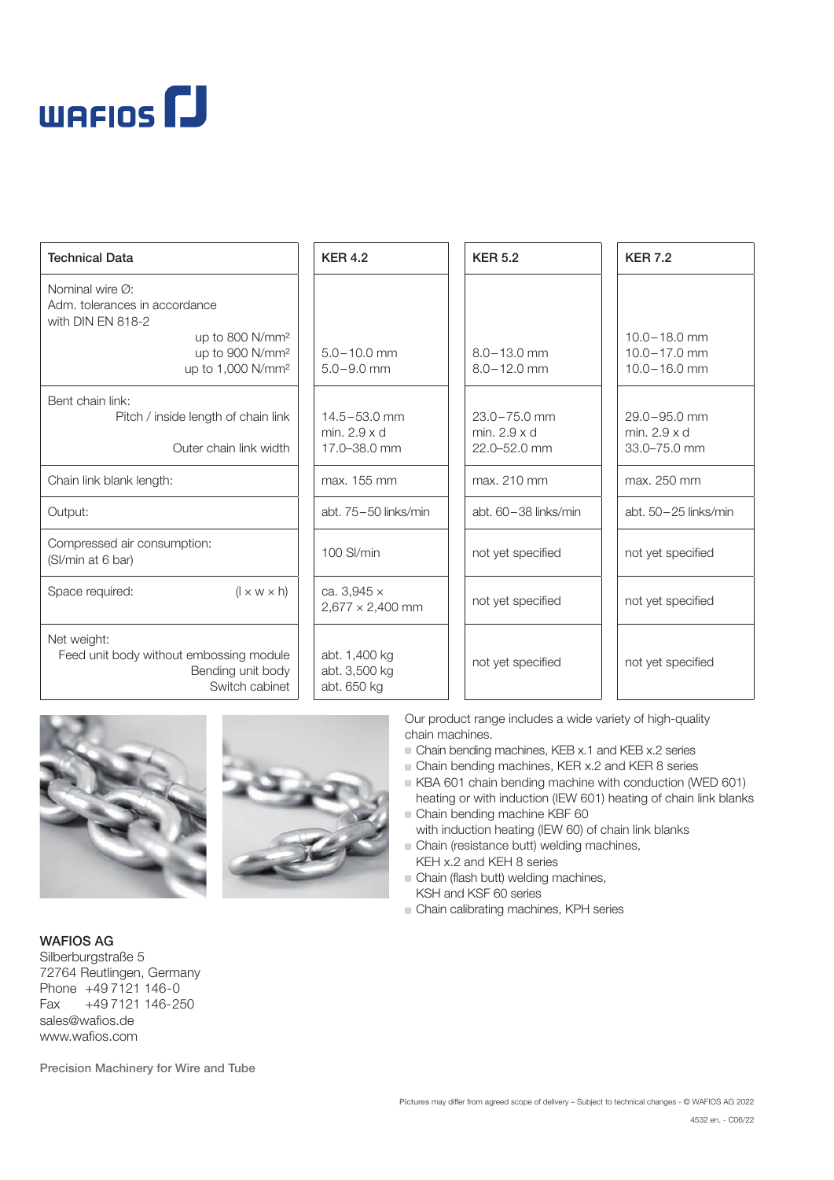WAFIOS

| Technical Data | KER 4.2 | KER 5.2 | KER 7.2 |
|---|---|---|---|
| Nominal wire Ø:<br>Adm. tolerances in accordance with DIN EN 818-2<br>up to 800 N/mm²<br>up to 900 N/mm²<br>up to 1,000 N/mm² | <br><br><br>5.0–10.0 mm<br>5.0–9.0 mm | <br><br><br>8.0–13.0 mm<br>8.0–12.0 mm | 10.0–18.0 mm<br>10.0–17.0 mm<br>10.0–16.0 mm |
| Bent chain link:<br>Pitch / inside length of chain link<br><br>Outer chain link width | <br>14.5–53.0 mm<br>min. 2.9 x d<br>17.0–38.0 mm | <br>23.0–75.0 mm<br>min. 2.9 x d<br>22.0–52.0 mm | <br>29.0–95.0 mm<br>min. 2.9 x d<br>33.0–75.0 mm |
| Chain link blank length: | max. 155 mm | max. 210 mm | max. 250 mm |
| Output: | abt. 75–50 links/min | abt. 60–38 links/min | abt. 50–25 links/min |
| Compressed air consumption: (Sl/min at 6 bar) | 100 Sl/min | not yet specified | not yet specified |
| Space required: (l × w × h) | ca. 3,945 × 2,677 × 2,400 mm | not yet specified | not yet specified |
| Net weight:<br>Feed unit body without embossing module<br>Bending unit body<br>Switch cabinet | <br>abt. 1,400 kg<br>abt. 3,500 kg<br>abt. 650 kg | not yet specified | not yet specified |

Our product range includes a wide variety of high-quality chain machines.

- Chain bending machines, KEB x.1 and KEB x.2 series
- Chain bending machines, KER x.2 and KER 8 series
- KBA 601 chain bending machine with conduction (WED 601) heating or with induction (IEW 601) heating of chain link blanks
- Chain bending machine KBF 60 with induction heating (IEW 60) of chain link blanks
- Chain (resistance butt) welding machines, KEH x.2 and KEH 8 series
- Chain (flash butt) welding machines, KSH and KSF 60 series
- Chain calibrating machines, KPH series

**WAFIOS AG**
Silberburgstraße 5
72764 Reutlingen, Germany
Phone +49 7121 146-0
Fax +49 7121 146-250
sales@wafios.de
www.wafios.com

**Precision Machinery for Wire and Tube**

Pictures may differ from agreed scope of delivery – Subject to technical changes – © WAFIOS AG 2022

4532 en. - C06/22